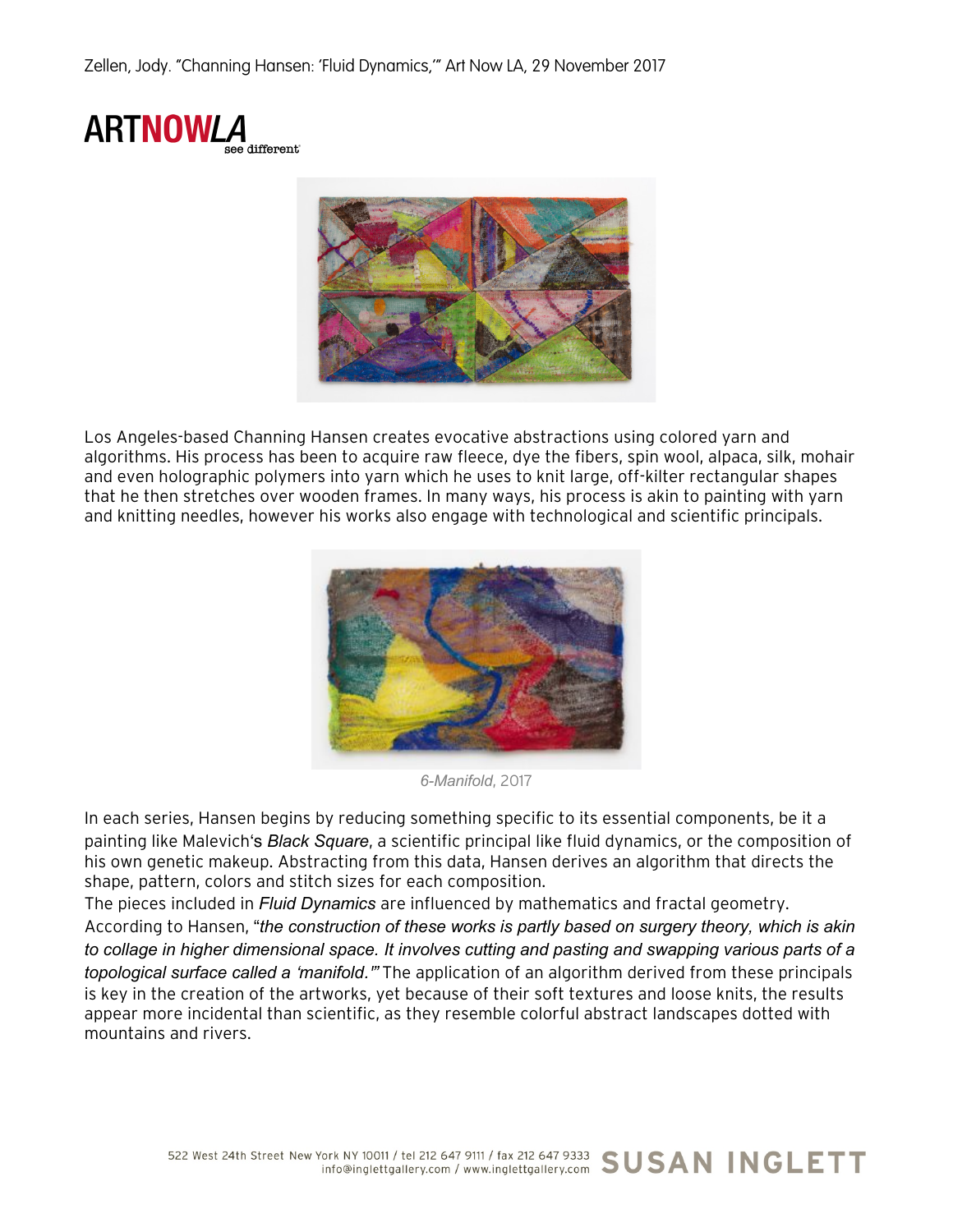Zellen, Jody. "Channing Hansen: 'Fluid Dynamics,'" Art Now LA, 29 November 2017

**ARTNOWLA** see different

Los Angeles-based Channing Hansen creates evocative abstractions using colored yarn and algorithms. His process has been to acquire raw fleece, dye the fibers, spin wool, alpaca, silk, mohair and even holographic polymers into yarn which he uses to knit large, off-kilter rectangular shapes that he then stretches over wooden frames. In many ways, his process is akin to painting with yarn and knitting needles, however his works also engage with technological and scientific principals.

*6-Manifold*, 2017

In each series, Hansen begins by reducing something specific to its essential components, be it a painting like Malevich's *Black Square*, a scientific principal like fluid dynamics, or the composition of his own genetic makeup. Abstracting from this data, Hansen derives an algorithm that directs the shape, pattern, colors and stitch sizes for each composition.

The pieces included in *Fluid Dynamics* are influenced by mathematics and fractal geometry. According to Hansen, "*the construction of these works is partly based on surgery theory, which is akin to collage in higher dimensional space. It involves cutting and pasting and swapping various parts of a topological surface called a 'manifold.'*" The application of an algorithm derived from these principals is key in the creation of the artworks, yet because of their soft textures and loose knits, the results appear more incidental than scientific, as they resemble colorful abstract landscapes dotted with mountains and rivers.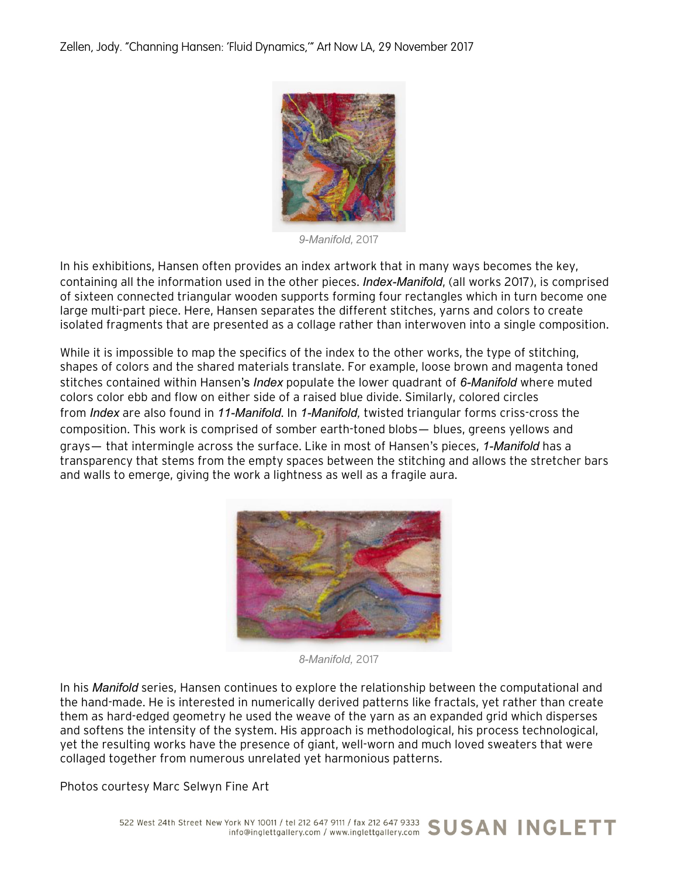Zellen, Jody. "Channing Hansen: 'Fluid Dynamics,'" Art Now LA, 29 November 2017

*9-Manifold*, 2017

In his exhibitions, Hansen often provides an index artwork that in many ways becomes the key, containing all the information used in the other pieces. *Index-Manifold*, (all works 2017), is comprised of sixteen connected triangular wooden supports forming four rectangles which in turn become one large multi-part piece. Here, Hansen separates the different stitches, yarns and colors to create isolated fragments that are presented as a collage rather than interwoven into a single composition.

While it is impossible to map the specifics of the index to the other works, the type of stitching, shapes of colors and the shared materials translate. For example, loose brown and magenta toned stitches contained within Hansen's *Index* populate the lower quadrant of *6-Manifold* where muted colors color ebb and flow on either side of a raised blue divide. Similarly, colored circles from *Index* are also found in *11-Manifold*. In *1-Manifold,* twisted triangular forms criss-cross the composition. This work is comprised of somber earth-toned blobs— blues, greens yellows and grays— that intermingle across the surface. Like in most of Hansen's pieces, *1-Manifold* has a transparency that stems from the empty spaces between the stitching and allows the stretcher bars and walls to emerge, giving the work a lightness as well as a fragile aura.

*8-Manifold,* 2017

In his *Manifold* series, Hansen continues to explore the relationship between the computational and the hand-made. He is interested in numerically derived patterns like fractals, yet rather than create them as hard-edged geometry he used the weave of the yarn as an expanded grid which disperses and softens the intensity of the system. His approach is methodological, his process technological, yet the resulting works have the presence of giant, well-worn and much loved sweaters that were collaged together from numerous unrelated yet harmonious patterns.

Photos courtesy Marc Selwyn Fine Art

522 West 24th Street New York NY 10011 / tel 212 647 9111 / fax 212 647 9333 info@inglettgallery.com / www.inglettgallery.com SUSAN INGLETT